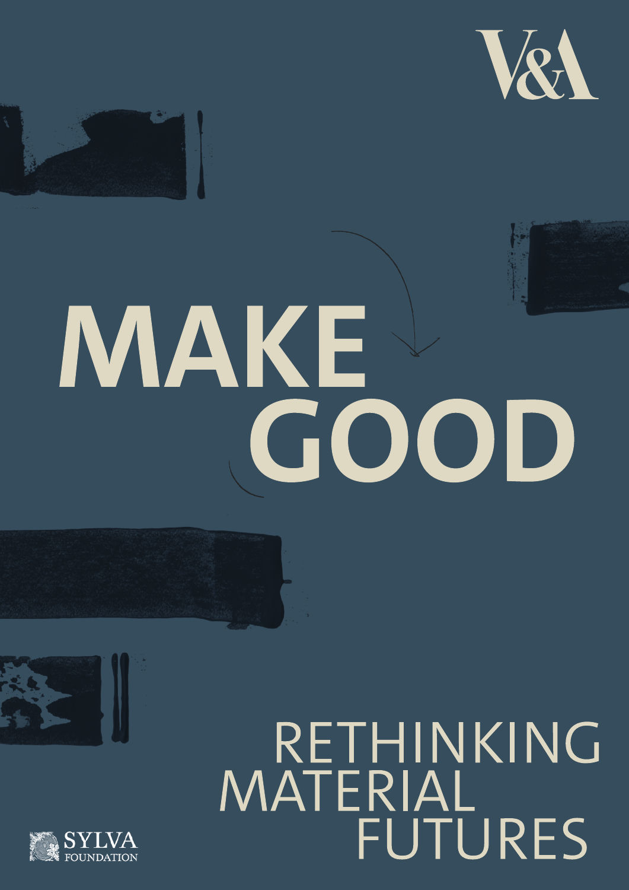V&A

# MAKE GOOD

## RETHINKING MATERIAL FUTURES

SYLVA FOUNDATION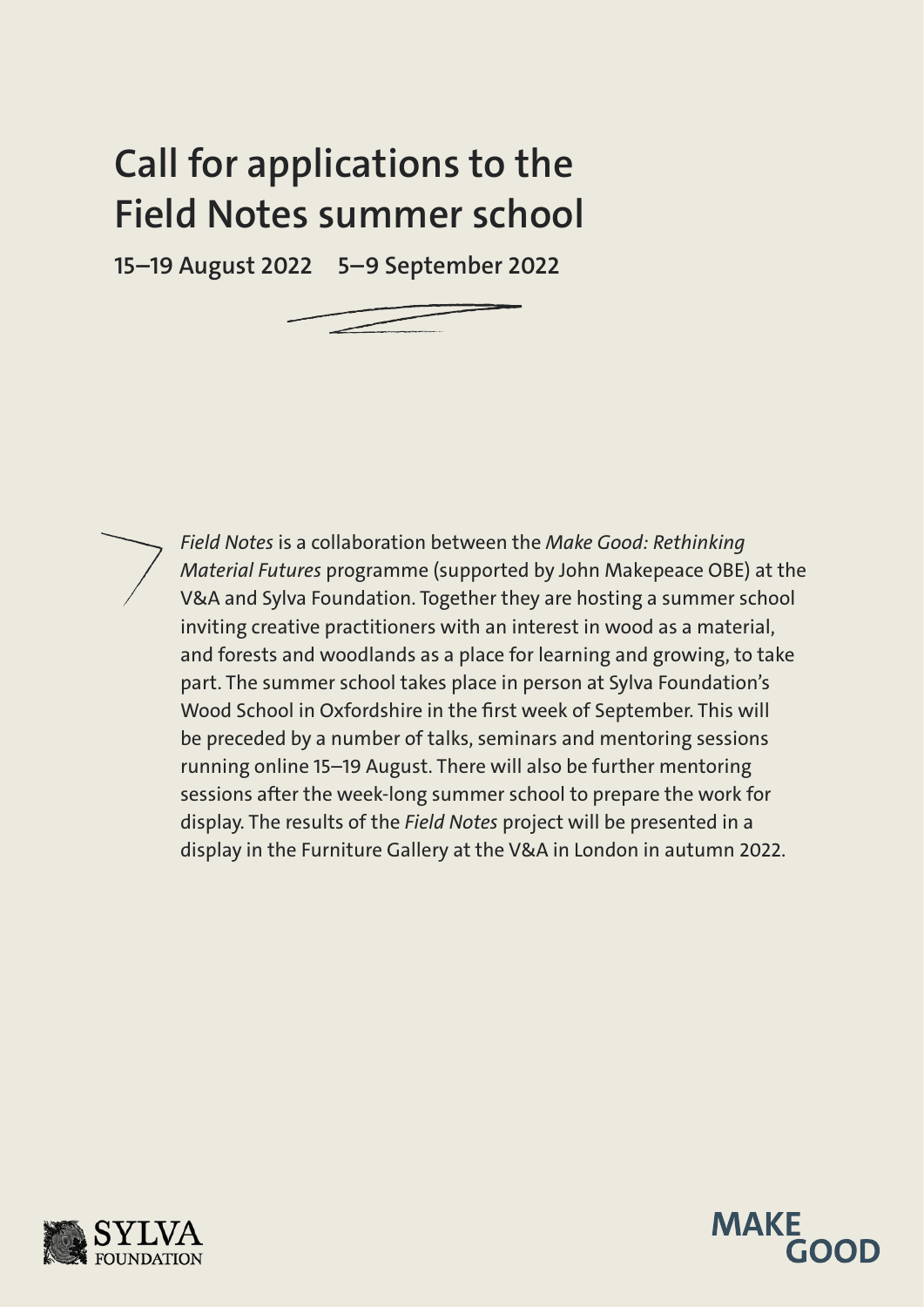# Call for applications to the Field Notes summer school

**15–19 August 2022 5–9 September 2022**

*Field Notes* is a collaboration between the *Make Good: Rethinking Material Futures* programme (supported by John Makepeace OBE) at the V&A and Sylva Foundation. Together they are hosting a summer school inviting creative practitioners with an interest in wood as a material, and forests and woodlands as a place for learning and growing, to take part. The summer school takes place in person at Sylva Foundation's Wood School in Oxfordshire in the first week of September. This will be preceded by a number of talks, seminars and mentoring sessions running online 15–19 August. There will also be further mentoring sessions after the week-long summer school to prepare the work for display. The results of the *Field Notes* project will be presented in a display in the Furniture Gallery at the V&A in London in autumn 2022.

SYLVA FOUNDATION

MAKE GOOD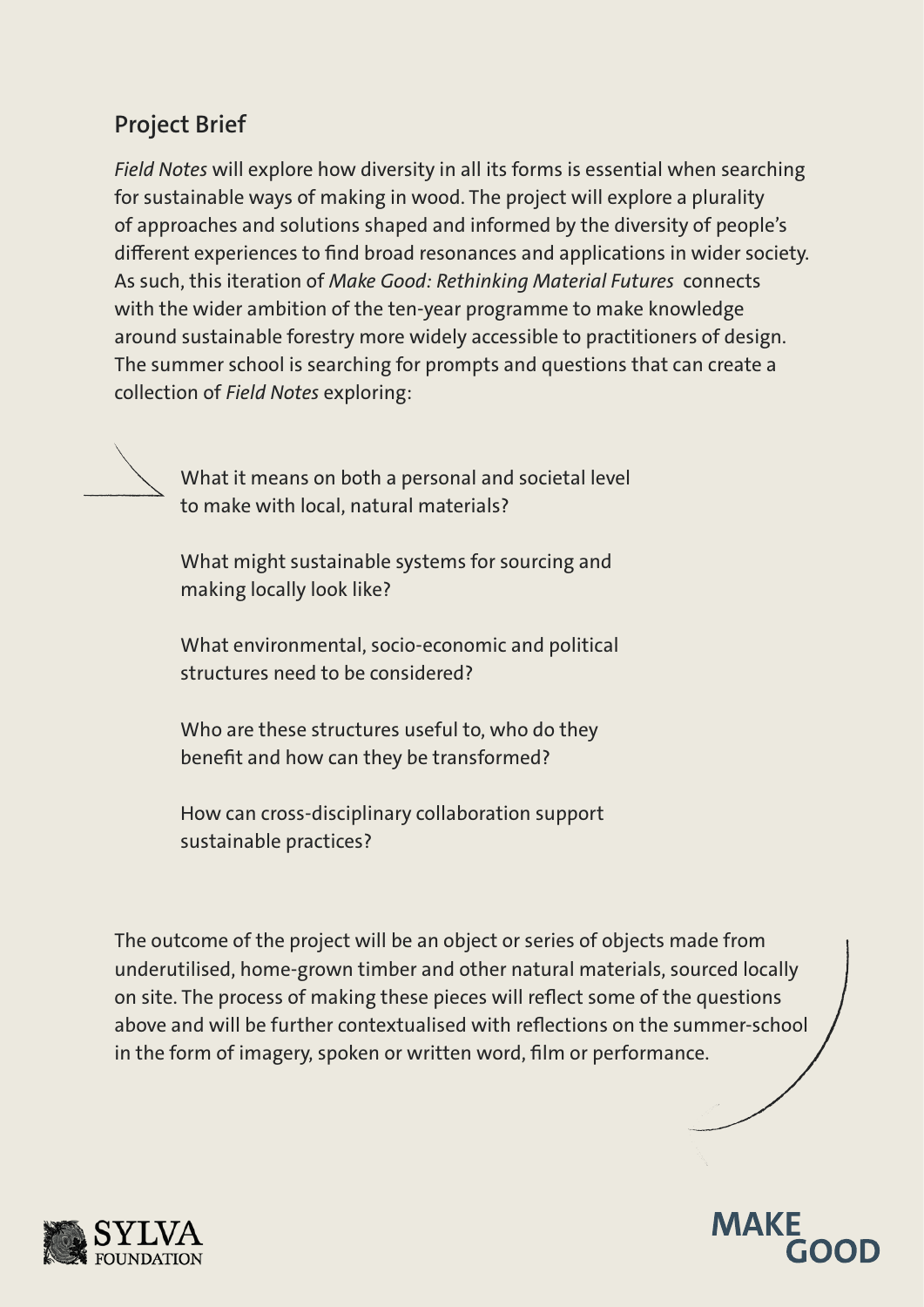## Project Brief

*Field Notes* will explore how diversity in all its forms is essential when searching for sustainable ways of making in wood. The project will explore a plurality of approaches and solutions shaped and informed by the diversity of people's different experiences to find broad resonances and applications in wider society. As such, this iteration of *Make Good: Rethinking Material Futures* connects with the wider ambition of the ten-year programme to make knowledge around sustainable forestry more widely accessible to practitioners of design. The summer school is searching for prompts and questions that can create a collection of *Field Notes* exploring:

What it means on both a personal and societal level to make with local, natural materials?

What might sustainable systems for sourcing and making locally look like?

What environmental, socio-economic and political structures need to be considered?

Who are these structures useful to, who do they benefit and how can they be transformed?

How can cross-disciplinary collaboration support sustainable practices?

The outcome of the project will be an object or series of objects made from underutilised, home-grown timber and other natural materials, sourced locally on site. The process of making these pieces will reflect some of the questions above and will be further contextualised with reflections on the summer-school in the form of imagery, spoken or written word, film or performance.

SYLVA FOUNDATION

MAKE GOOD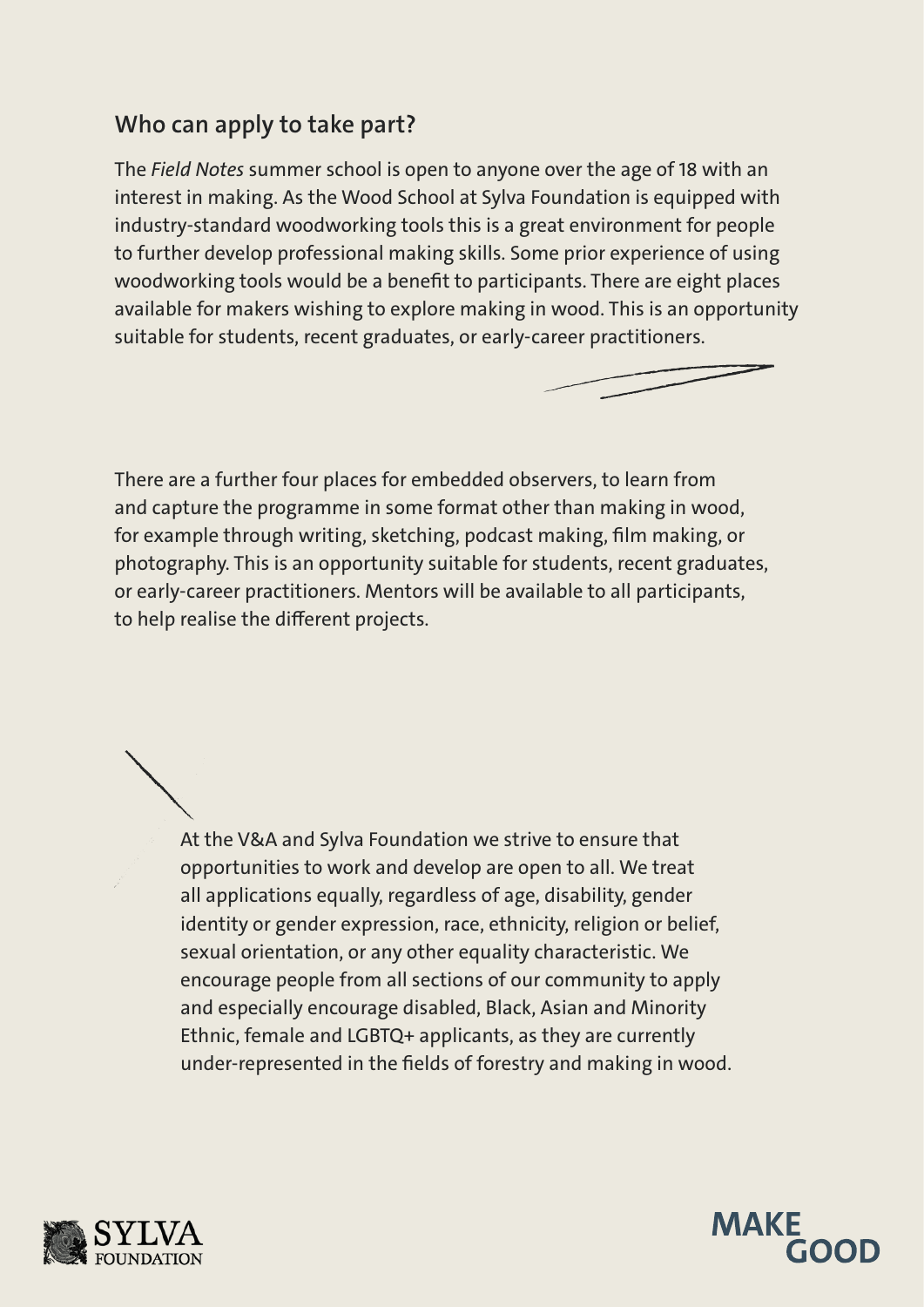## Who can apply to take part?

The *Field Notes* summer school is open to anyone over the age of 18 with an interest in making. As the Wood School at Sylva Foundation is equipped with industry-standard woodworking tools this is a great environment for people to further develop professional making skills. Some prior experience of using woodworking tools would be a benefit to participants. There are eight places available for makers wishing to explore making in wood. This is an opportunity suitable for students, recent graduates, or early-career practitioners.

There are a further four places for embedded observers, to learn from and capture the programme in some format other than making in wood, for example through writing, sketching, podcast making, film making, or photography. This is an opportunity suitable for students, recent graduates, or early-career practitioners. Mentors will be available to all participants, to help realise the different projects.

At the V&A and Sylva Foundation we strive to ensure that opportunities to work and develop are open to all. We treat all applications equally, regardless of age, disability, gender identity or gender expression, race, ethnicity, religion or belief, sexual orientation, or any other equality characteristic. We encourage people from all sections of our community to apply and especially encourage disabled, Black, Asian and Minority Ethnic, female and LGBTQ+ applicants, as they are currently under-represented in the fields of forestry and making in wood.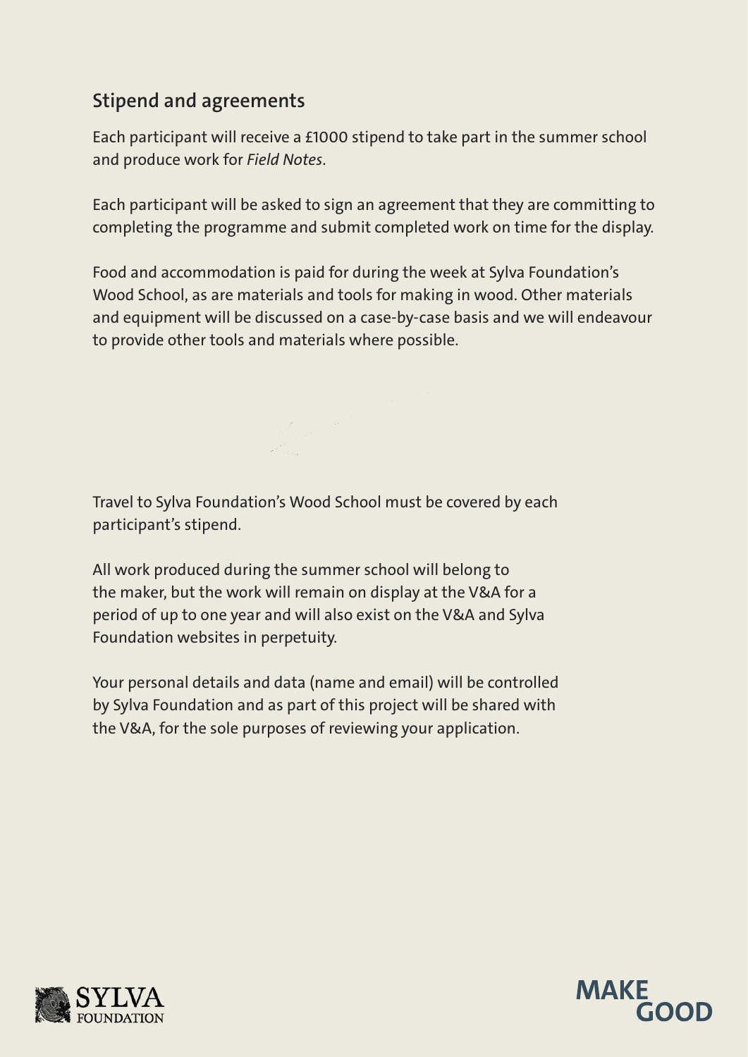## Stipend and agreements

Each participant will receive a £1000 stipend to take part in the summer school and produce work for *Field Notes*.

Each participant will be asked to sign an agreement that they are committing to completing the programme and submit completed work on time for the display.

Food and accommodation is paid for during the week at Sylva Foundation's Wood School, as are materials and tools for making in wood. Other materials and equipment will be discussed on a case-by-case basis and we will endeavour to provide other tools and materials where possible.

Travel to Sylva Foundation's Wood School must be covered by each participant's stipend.

All work produced during the summer school will belong to the maker, but the work will remain on display at the V&A for a period of up to one year and will also exist on the V&A and Sylva Foundation websites in perpetuity.

Your personal details and data (name and email) will be controlled by Sylva Foundation and as part of this project will be shared with the V&A, for the sole purposes of reviewing your application.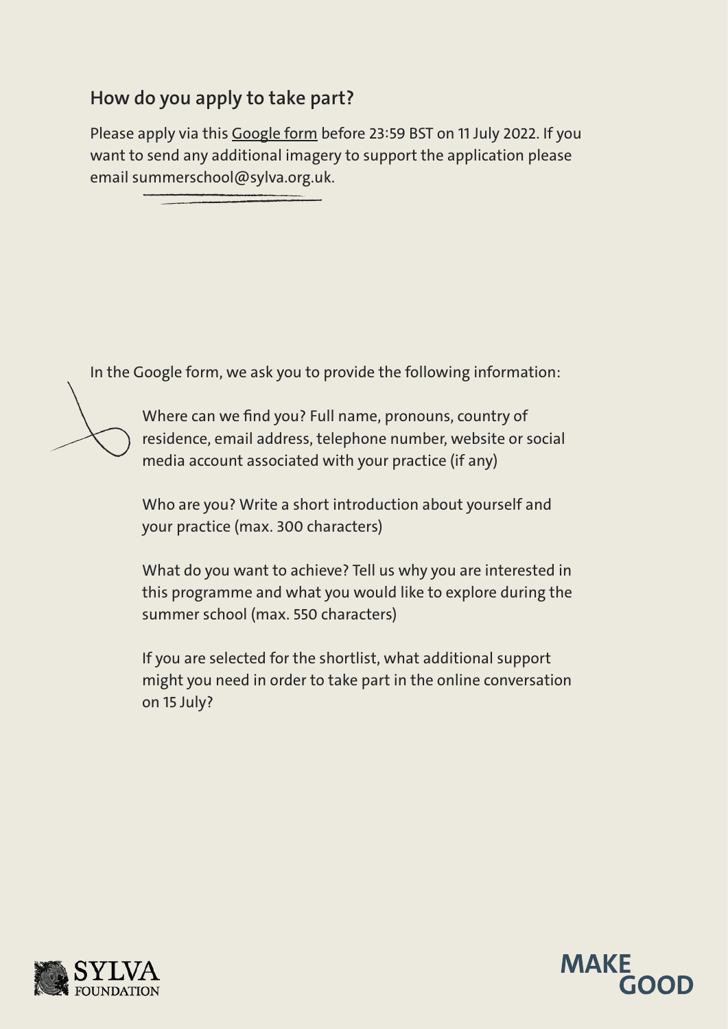## How do you apply to take part?

Please apply via this Google form before 23:59 BST on 11 July 2022. If you want to send any additional imagery to support the application please email summerschool@sylva.org.uk.

In the Google form, we ask you to provide the following information:

Where can we find you? Full name, pronouns, country of residence, email address, telephone number, website or social media account associated with your practice (if any)

Who are you? Write a short introduction about yourself and your practice (max. 300 characters)

What do you want to achieve? Tell us why you are interested in this programme and what you would like to explore during the summer school (max. 550 characters)

If you are selected for the shortlist, what additional support might you need in order to take part in the online conversation on 15 July?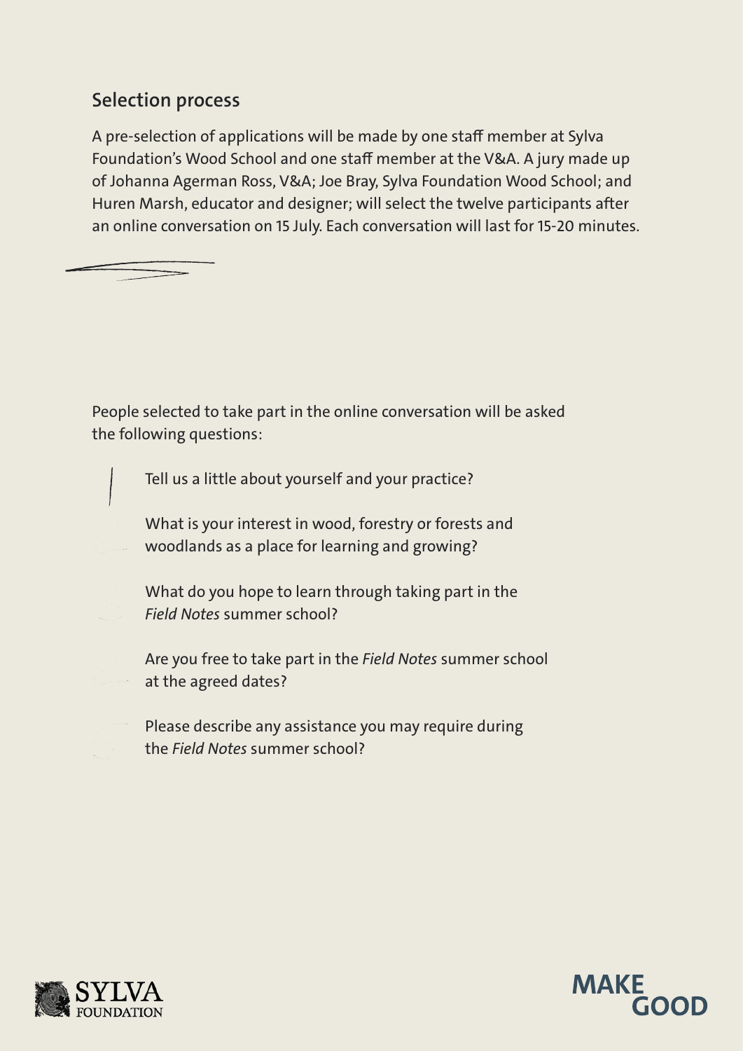## Selection process

A pre-selection of applications will be made by one staff member at Sylva Foundation's Wood School and one staff member at the V&A. A jury made up of Johanna Agerman Ross, V&A; Joe Bray, Sylva Foundation Wood School; and Huren Marsh, educator and designer; will select the twelve participants after an online conversation on 15 July. Each conversation will last for 15-20 minutes.

People selected to take part in the online conversation will be asked the following questions:

- Tell us a little about yourself and your practice?
- What is your interest in wood, forestry or forests and woodlands as a place for learning and growing?
- What do you hope to learn through taking part in the *Field Notes* summer school?
- Are you free to take part in the *Field Notes* summer school at the agreed dates?
- Please describe any assistance you may require during the *Field Notes* summer school?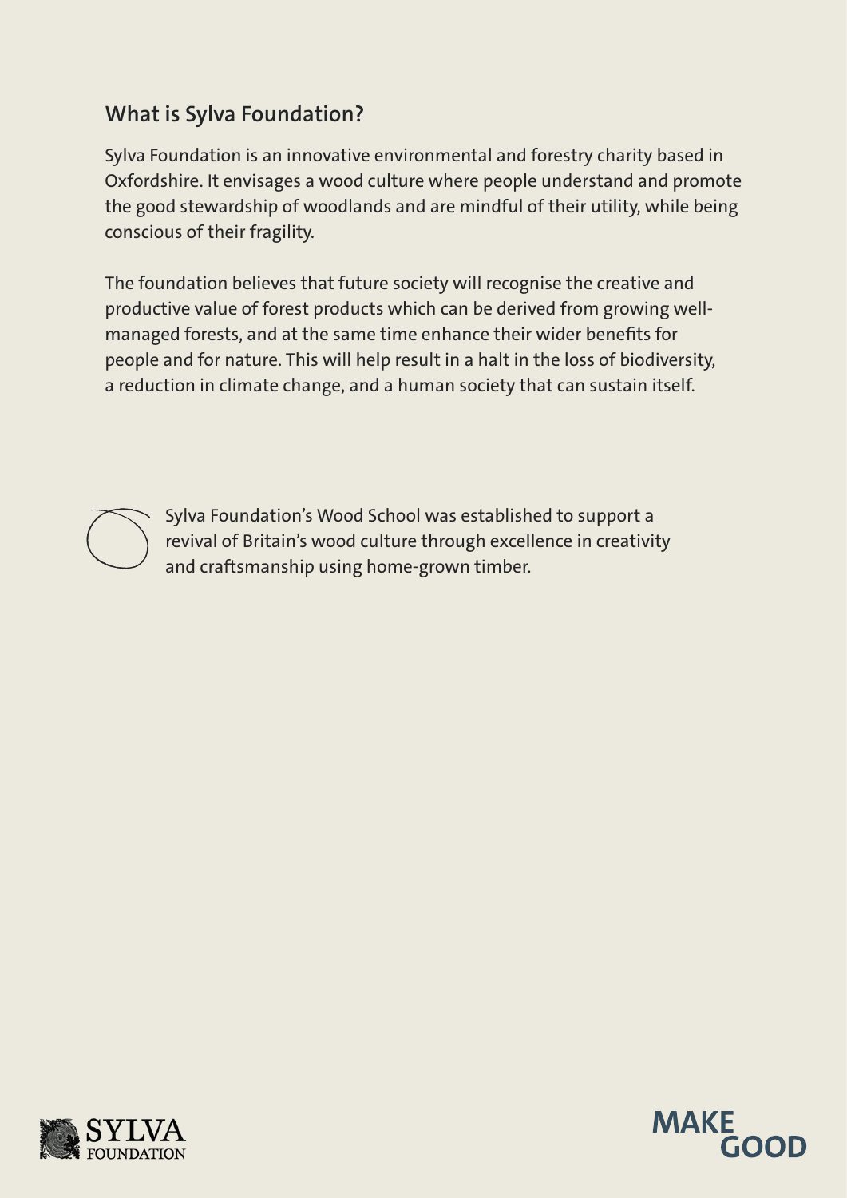## What is Sylva Foundation?

Sylva Foundation is an innovative environmental and forestry charity based in Oxfordshire. It envisages a wood culture where people understand and promote the good stewardship of woodlands and are mindful of their utility, while being conscious of their fragility.

The foundation believes that future society will recognise the creative and productive value of forest products which can be derived from growing well-managed forests, and at the same time enhance their wider benefits for people and for nature. This will help result in a halt in the loss of biodiversity, a reduction in climate change, and a human society that can sustain itself.

Sylva Foundation's Wood School was established to support a revival of Britain's wood culture through excellence in creativity and craftsmanship using home-grown timber.

SYLVA FOUNDATION

MAKE GOOD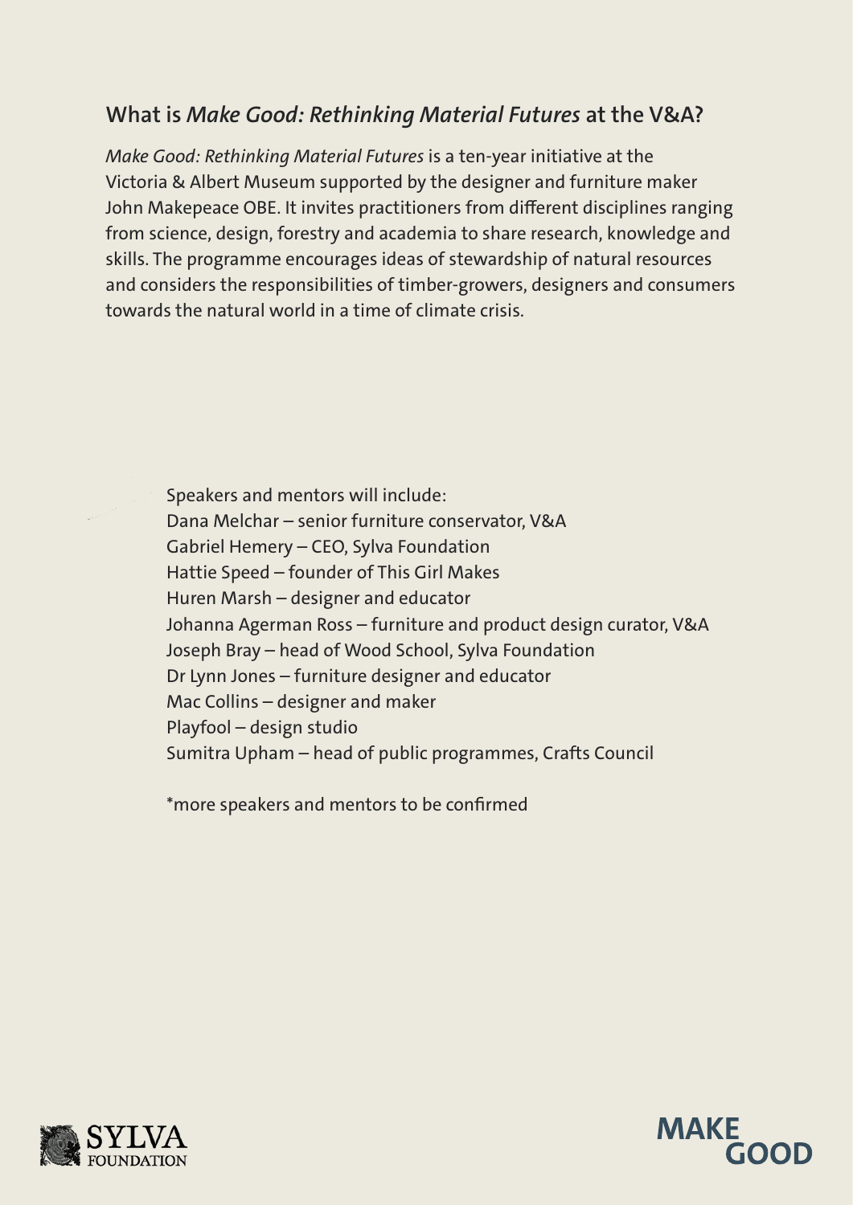## What is *Make Good: Rethinking Material Futures* at the V&A?

*Make Good: Rethinking Material Futures* is a ten-year initiative at the Victoria & Albert Museum supported by the designer and furniture maker John Makepeace OBE. It invites practitioners from different disciplines ranging from science, design, forestry and academia to share research, knowledge and skills. The programme encourages ideas of stewardship of natural resources and considers the responsibilities of timber-growers, designers and consumers towards the natural world in a time of climate crisis.

Speakers and mentors will include:
Dana Melchar – senior furniture conservator, V&A
Gabriel Hemery – CEO, Sylva Foundation
Hattie Speed – founder of This Girl Makes
Huren Marsh – designer and educator
Johanna Agerman Ross – furniture and product design curator, V&A
Joseph Bray – head of Wood School, Sylva Foundation
Dr Lynn Jones – furniture designer and educator
Mac Collins – designer and maker
Playfool – design studio
Sumitra Upham – head of public programmes, Crafts Council

*more speakers and mentors to be confirmed

SYLVA FOUNDATION

MAKE GOOD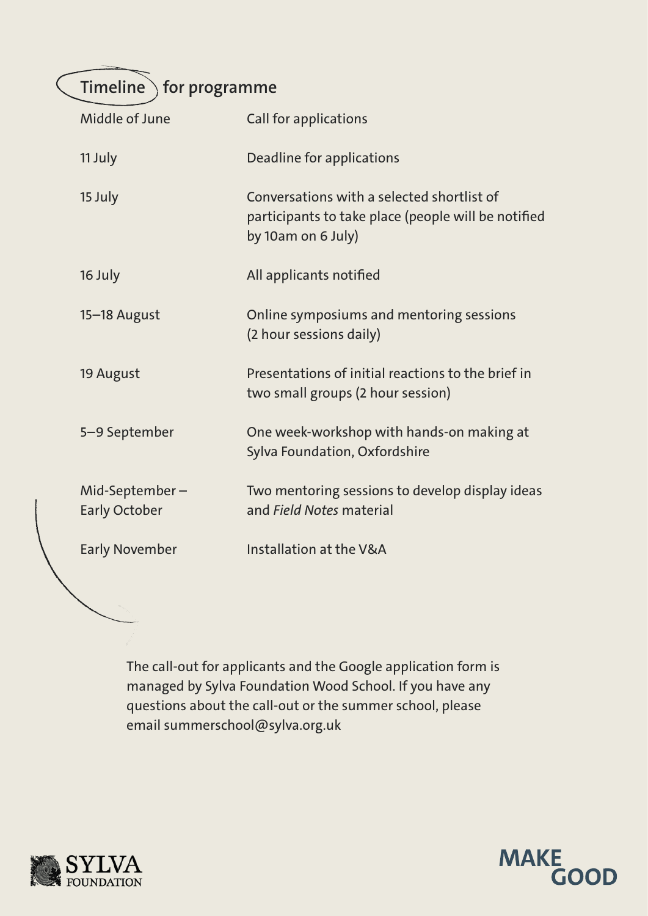## Timeline for programme

| | |
|---|---|
| Middle of June | Call for applications |
| 11 July | Deadline for applications |
| 15 July | Conversations with a selected shortlist of participants to take place (people will be notified by 10am on 6 July) |
| 16 July | All applicants notified |
| 15–18 August | Online symposiums and mentoring sessions (2 hour sessions daily) |
| 19 August | Presentations of initial reactions to the brief in two small groups (2 hour session) |
| 5–9 September | One week-workshop with hands-on making at Sylva Foundation, Oxfordshire |
| Mid-September – Early October | Two mentoring sessions to develop display ideas and *Field Notes* material |
| Early November | Installation at the V&A |

The call-out for applicants and the Google application form is managed by Sylva Foundation Wood School. If you have any questions about the call-out or the summer school, please email summerschool@sylva.org.uk

SYLVA FOUNDATION

MAKE GOOD